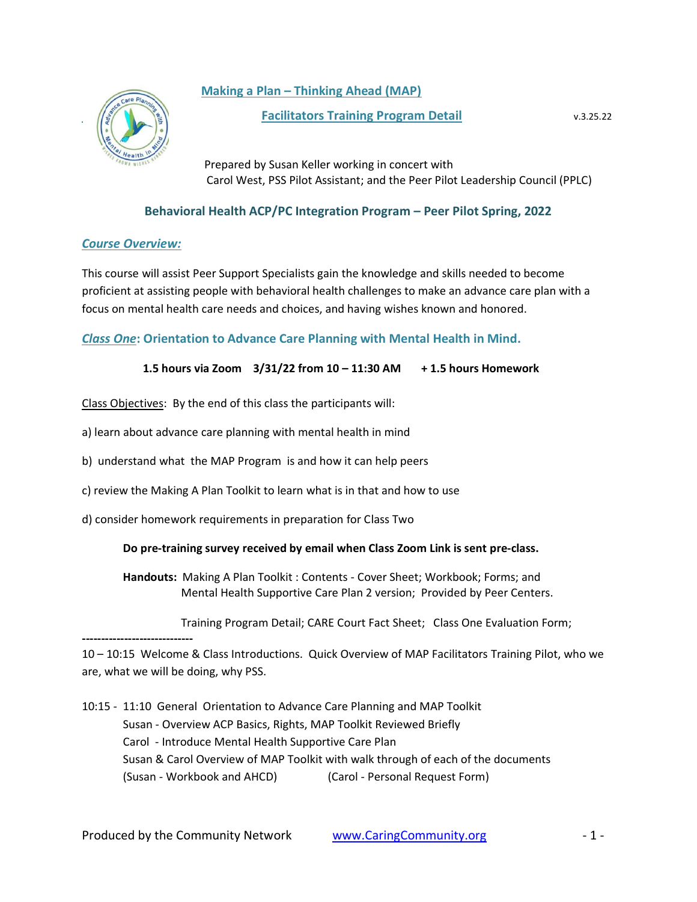# Making a Plan – Thinking Ahead (MAP)

## Facilitators Training Program Detail

v.3.25.22

Prepared by Susan Keller working in concert with
Carol West, PSS Pilot Assistant; and the Peer Pilot Leadership Council (PPLC)

### Behavioral Health ACP/PC Integration Program – Peer Pilot Spring, 2022

### *Course Overview:*

This course will assist Peer Support Specialists gain the knowledge and skills needed to become proficient at assisting people with behavioral health challenges to make an advance care plan with a focus on mental health care needs and choices, and having wishes known and honored.

### *Class One*: Orientation to Advance Care Planning with Mental Health in Mind.

**1.5 hours via Zoom 3/31/22 from 10 – 11:30 AM + 1.5 hours Homework**

Class Objectives: By the end of this class the participants will:

a) learn about advance care planning with mental health in mind

b) understand what the MAP Program is and how it can help peers

c) review the Making A Plan Toolkit to learn what is in that and how to use

d) consider homework requirements in preparation for Class Two

**Do pre-training survey received by email when Class Zoom Link is sent pre-class.**

**Handouts:** Making A Plan Toolkit : Contents - Cover Sheet; Workbook; Forms; and Mental Health Supportive Care Plan 2 version; Provided by Peer Centers.

Training Program Detail; CARE Court Fact Sheet; Class One Evaluation Form;

-----------------------------

10 – 10:15 Welcome & Class Introductions. Quick Overview of MAP Facilitators Training Pilot, who we are, what we will be doing, why PSS.

10:15 - 11:10 General Orientation to Advance Care Planning and MAP Toolkit
- Susan - Overview ACP Basics, Rights, MAP Toolkit Reviewed Briefly
- Carol - Introduce Mental Health Supportive Care Plan
- Susan & Carol Overview of MAP Toolkit with walk through of each of the documents
- (Susan - Workbook and AHCD) (Carol - Personal Request Form)

Produced by the Community Network www.CaringCommunity.org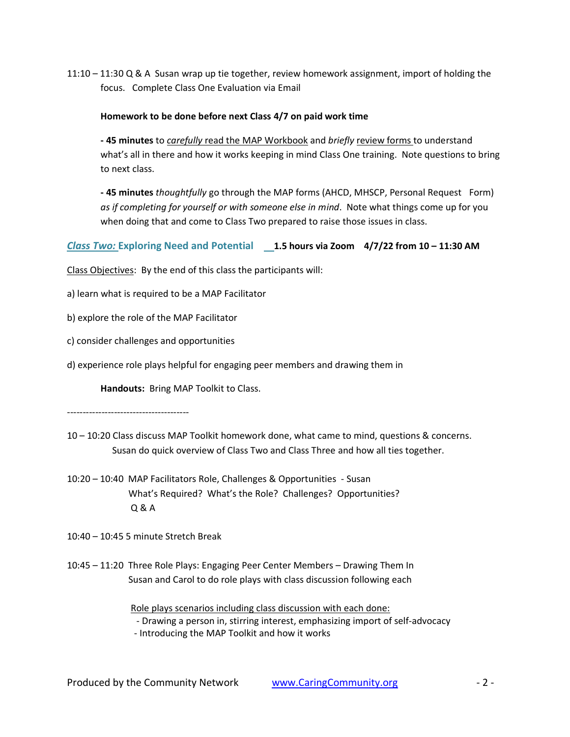11:10 – 11:30 Q & A Susan wrap up tie together, review homework assignment, import of holding the focus. Complete Class One Evaluation via Email

**Homework to be done before next Class 4/7 on paid work time**

**- 45 minutes** to *carefully* read the MAP Workbook and *briefly* review forms to understand what's all in there and how it works keeping in mind Class One training. Note questions to bring to next class.

**- 45 minutes** *thoughtfully* go through the MAP forms (AHCD, MHSCP, Personal Request Form) *as if completing for yourself or with someone else in mind*. Note what things come up for you when doing that and come to Class Two prepared to raise those issues in class.

## *Class Two:* Exploring Need and Potential **1.5 hours via Zoom 4/7/22 from 10 – 11:30 AM**

Class Objectives: By the end of this class the participants will:

a) learn what is required to be a MAP Facilitator

b) explore the role of the MAP Facilitator

c) consider challenges and opportunities

d) experience role plays helpful for engaging peer members and drawing them in

**Handouts:** Bring MAP Toolkit to Class.

---------------------------------------

10 – 10:20 Class discuss MAP Toolkit homework done, what came to mind, questions & concerns. Susan do quick overview of Class Two and Class Three and how all ties together.

10:20 – 10:40 MAP Facilitators Role, Challenges & Opportunities - Susan
What's Required? What's the Role? Challenges? Opportunities?
Q & A

10:40 – 10:45 5 minute Stretch Break

10:45 – 11:20 Three Role Plays: Engaging Peer Center Members – Drawing Them In
Susan and Carol to do role plays with class discussion following each

Role plays scenarios including class discussion with each done:

- Drawing a person in, stirring interest, emphasizing import of self-advocacy
- Introducing the MAP Toolkit and how it works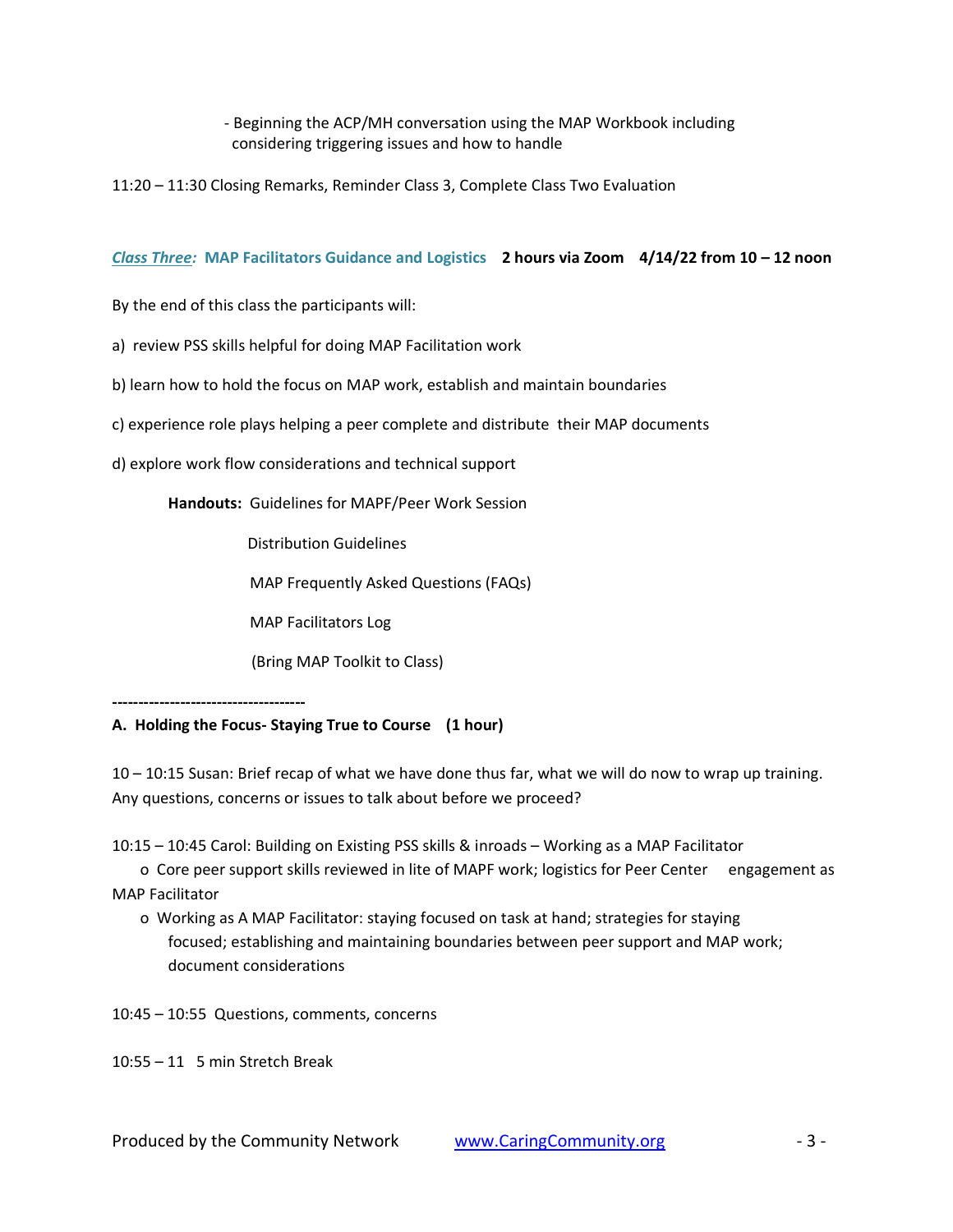- Beginning the ACP/MH conversation using the MAP Workbook including considering triggering issues and how to handle

11:20 – 11:30 Closing Remarks, Reminder Class 3, Complete Class Two Evaluation

***Class Three:*** **MAP Facilitators Guidance and Logistics** **2 hours via Zoom** **4/14/22 from 10 – 12 noon**

By the end of this class the participants will:

a) review PSS skills helpful for doing MAP Facilitation work

b) learn how to hold the focus on MAP work, establish and maintain boundaries

c) experience role plays helping a peer complete and distribute their MAP documents

d) explore work flow considerations and technical support

**Handouts:** Guidelines for MAPF/Peer Work Session

Distribution Guidelines

MAP Frequently Asked Questions (FAQs)

MAP Facilitators Log

(Bring MAP Toolkit to Class)

---

**A. Holding the Focus- Staying True to Course (1 hour)**

10 – 10:15 Susan: Brief recap of what we have done thus far, what we will do now to wrap up training. Any questions, concerns or issues to talk about before we proceed?

10:15 – 10:45 Carol: Building on Existing PSS skills & inroads – Working as a MAP Facilitator

- Core peer support skills reviewed in lite of MAPF work; logistics for Peer Center engagement as MAP Facilitator
- Working as A MAP Facilitator: staying focused on task at hand; strategies for staying focused; establishing and maintaining boundaries between peer support and MAP work; document considerations

10:45 – 10:55 Questions, comments, concerns

10:55 – 11 5 min Stretch Break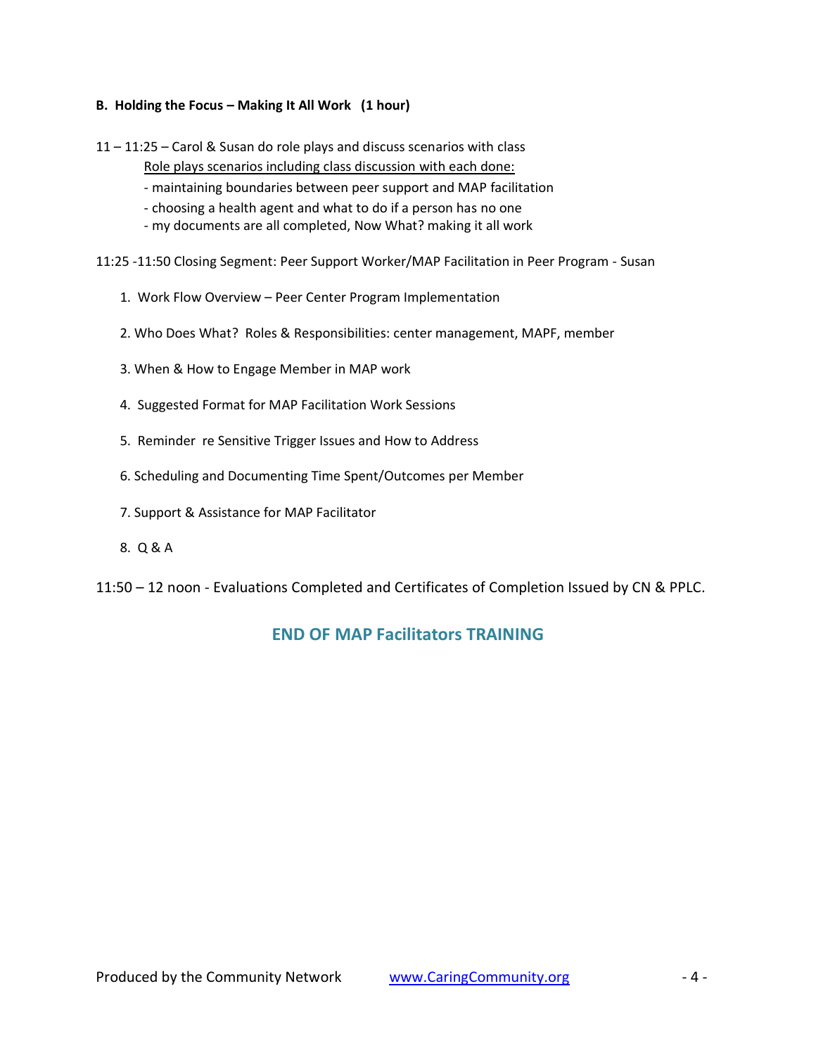**B. Holding the Focus – Making It All Work (1 hour)**

11 – 11:25 – Carol & Susan do role plays and discuss scenarios with class

<u>Role plays scenarios including class discussion with each done:</u>

- maintaining boundaries between peer support and MAP facilitation
- choosing a health agent and what to do if a person has no one
- my documents are all completed, Now What? making it all work

11:25 -11:50 Closing Segment: Peer Support Worker/MAP Facilitation in Peer Program - Susan

1. Work Flow Overview – Peer Center Program Implementation
2. Who Does What? Roles & Responsibilities: center management, MAPF, member
3. When & How to Engage Member in MAP work
4. Suggested Format for MAP Facilitation Work Sessions
5. Reminder re Sensitive Trigger Issues and How to Address
6. Scheduling and Documenting Time Spent/Outcomes per Member
7. Support & Assistance for MAP Facilitator
8. Q & A

11:50 – 12 noon - Evaluations Completed and Certificates of Completion Issued by CN & PPLC.

## END OF MAP Facilitators TRAINING

Produced by the Community Network www.CaringCommunity.org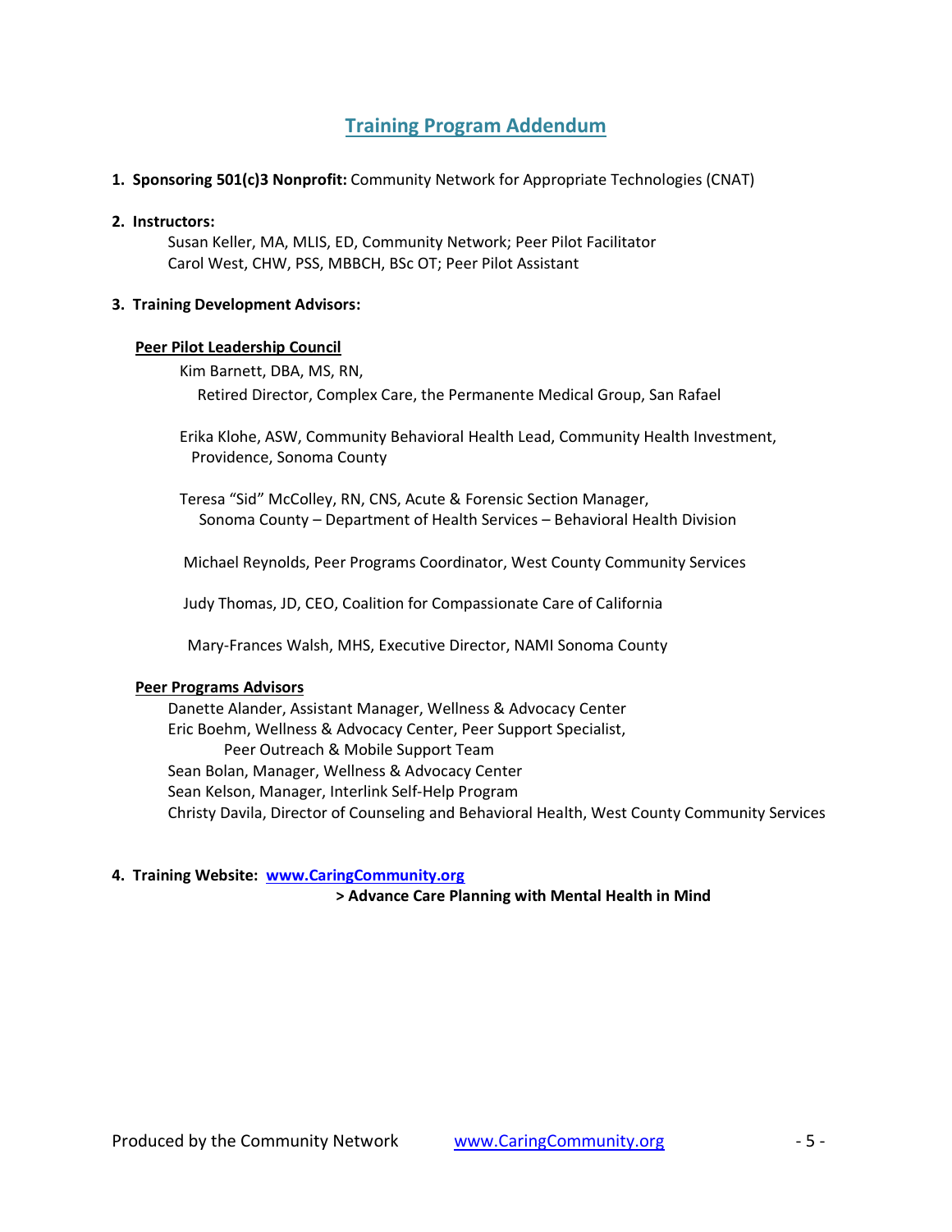## Training Program Addendum

1. **Sponsoring 501(c)3 Nonprofit:** Community Network for Appropriate Technologies (CNAT)

2. **Instructors:**

   Susan Keller, MA, MLIS, ED, Community Network; Peer Pilot Facilitator
   Carol West, CHW, PSS, MBBCH, BSc OT; Peer Pilot Assistant

3. **Training Development Advisors:**

   **Peer Pilot Leadership Council**

   Kim Barnett, DBA, MS, RN,
   Retired Director, Complex Care, the Permanente Medical Group, San Rafael

   Erika Klohe, ASW, Community Behavioral Health Lead, Community Health Investment, Providence, Sonoma County

   Teresa "Sid" McColley, RN, CNS, Acute & Forensic Section Manager,
   Sonoma County – Department of Health Services – Behavioral Health Division

   Michael Reynolds, Peer Programs Coordinator, West County Community Services

   Judy Thomas, JD, CEO, Coalition for Compassionate Care of California

   Mary-Frances Walsh, MHS, Executive Director, NAMI Sonoma County

   **Peer Programs Advisors**

   Danette Alander, Assistant Manager, Wellness & Advocacy Center
   Eric Boehm, Wellness & Advocacy Center, Peer Support Specialist,
   Peer Outreach & Mobile Support Team
   Sean Bolan, Manager, Wellness & Advocacy Center
   Sean Kelson, Manager, Interlink Self-Help Program
   Christy Davila, Director of Counseling and Behavioral Health, West County Community Services

4. **Training Website:** [www.CaringCommunity.org](http://www.CaringCommunity.org)
   **> Advance Care Planning with Mental Health in Mind**